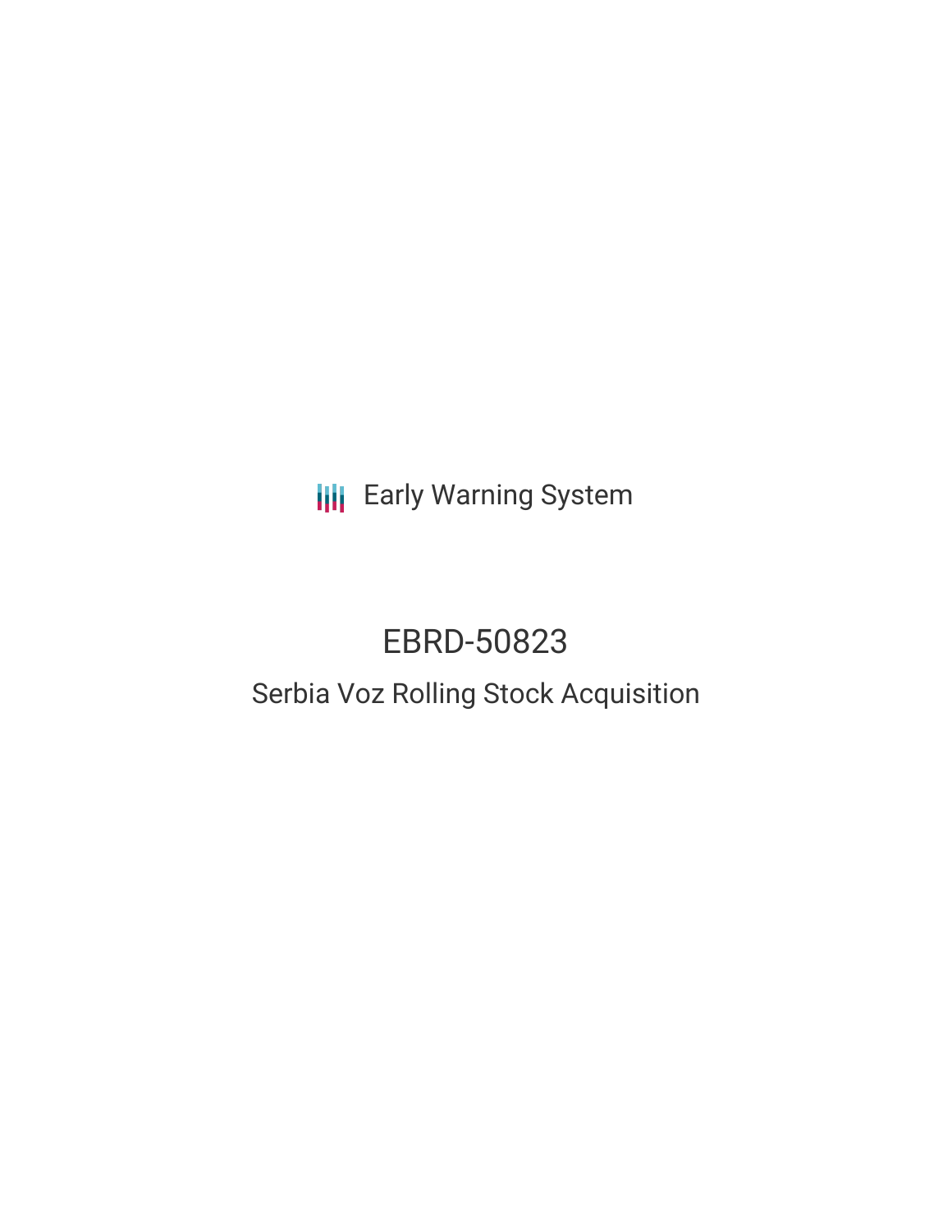Early Warning System

# EBRD-50823

## Serbia Voz Rolling Stock Acquisition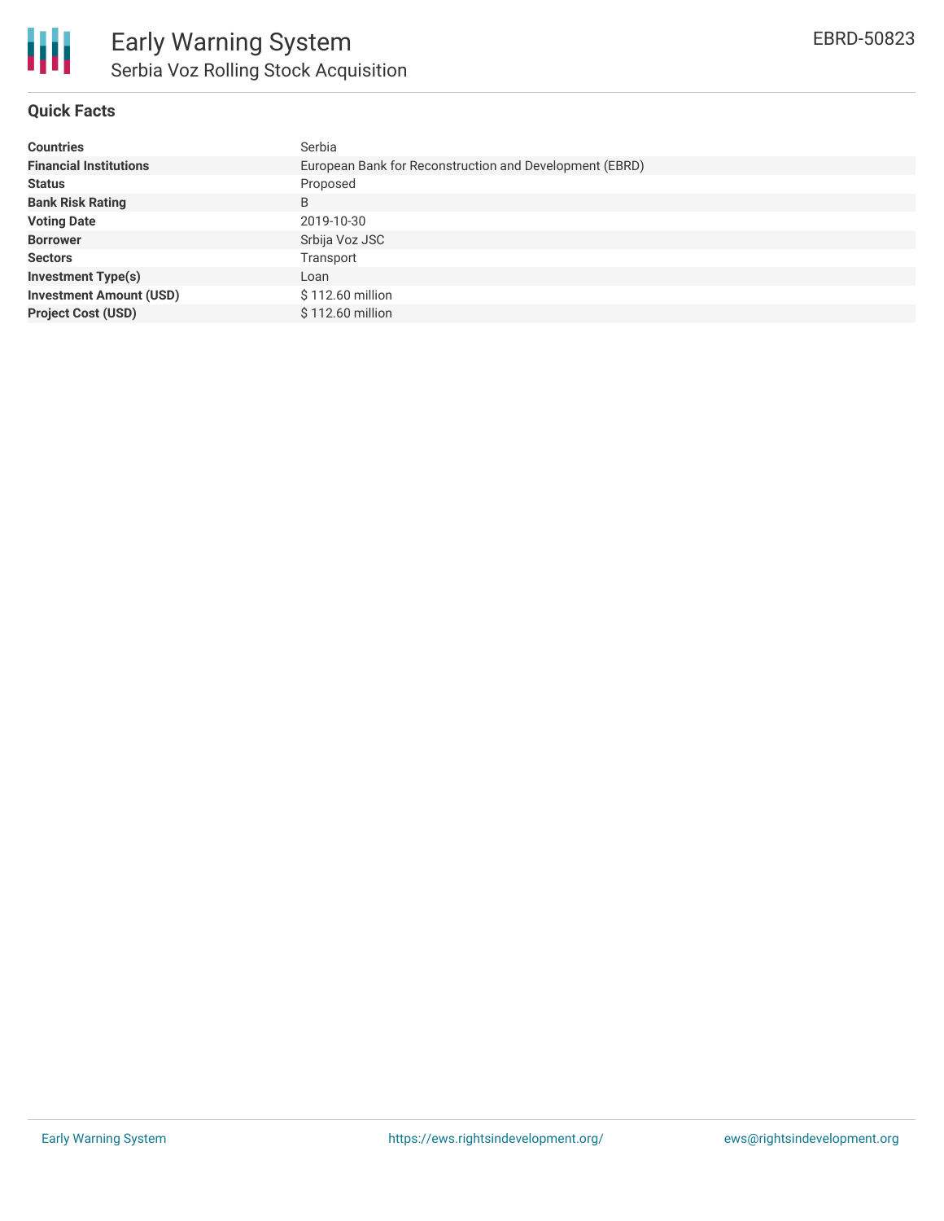# Early Warning System

## Serbia Voz Rolling Stock Acquisition

EBRD-50823

### Quick Facts

| | |
|---|---|
| **Countries** | Serbia |
| **Financial Institutions** | European Bank for Reconstruction and Development (EBRD) |
| **Status** | Proposed |
| **Bank Risk Rating** | B |
| **Voting Date** | 2019-10-30 |
| **Borrower** | Srbija Voz JSC |
| **Sectors** | Transport |
| **Investment Type(s)** | Loan |
| **Investment Amount (USD)** | $ 112.60 million |
| **Project Cost (USD)** | $ 112.60 million |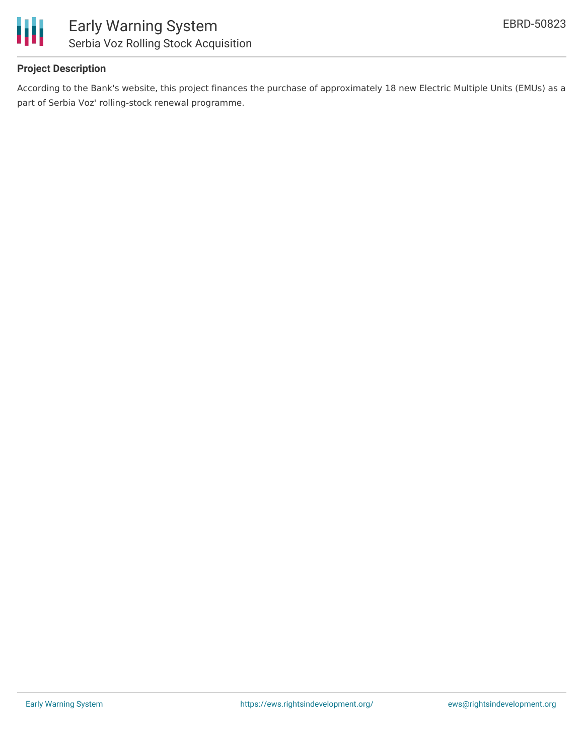### Project Description

According to the Bank's website, this project finances the purchase of approximately 18 new Electric Multiple Units (EMUs) as a part of Serbia Voz' rolling-stock renewal programme.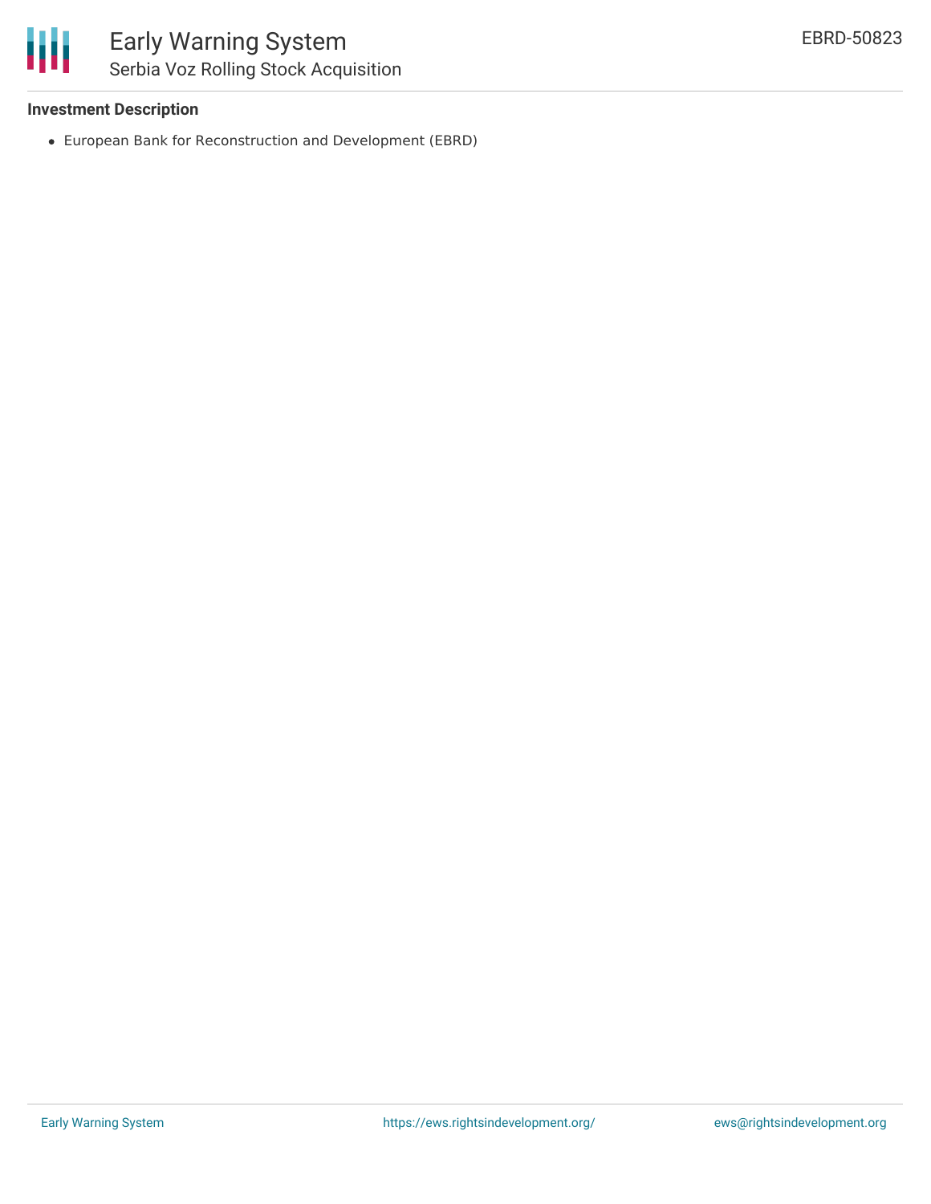# Early Warning System
## Serbia Voz Rolling Stock Acquisition

EBRD-50823

**Investment Description**

- European Bank for Reconstruction and Development (EBRD)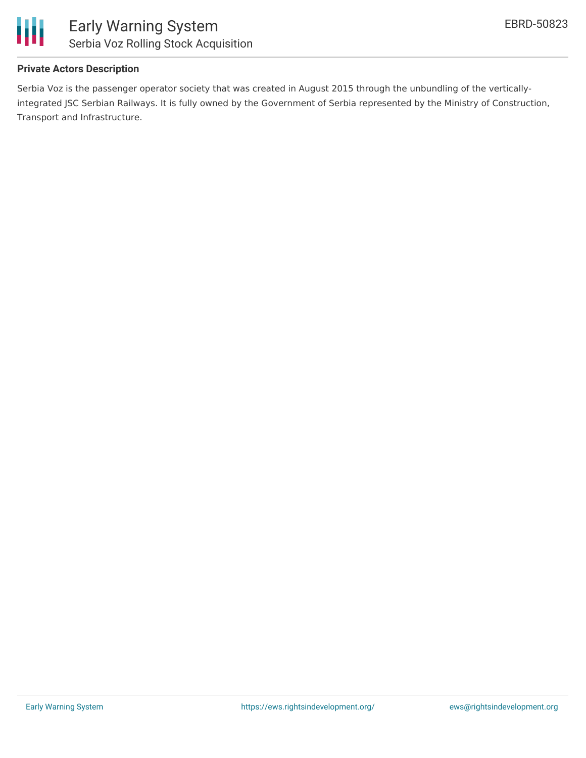**Private Actors Description**

Serbia Voz is the passenger operator society that was created in August 2015 through the unbundling of the vertically-integrated JSC Serbian Railways. It is fully owned by the Government of Serbia represented by the Ministry of Construction, Transport and Infrastructure.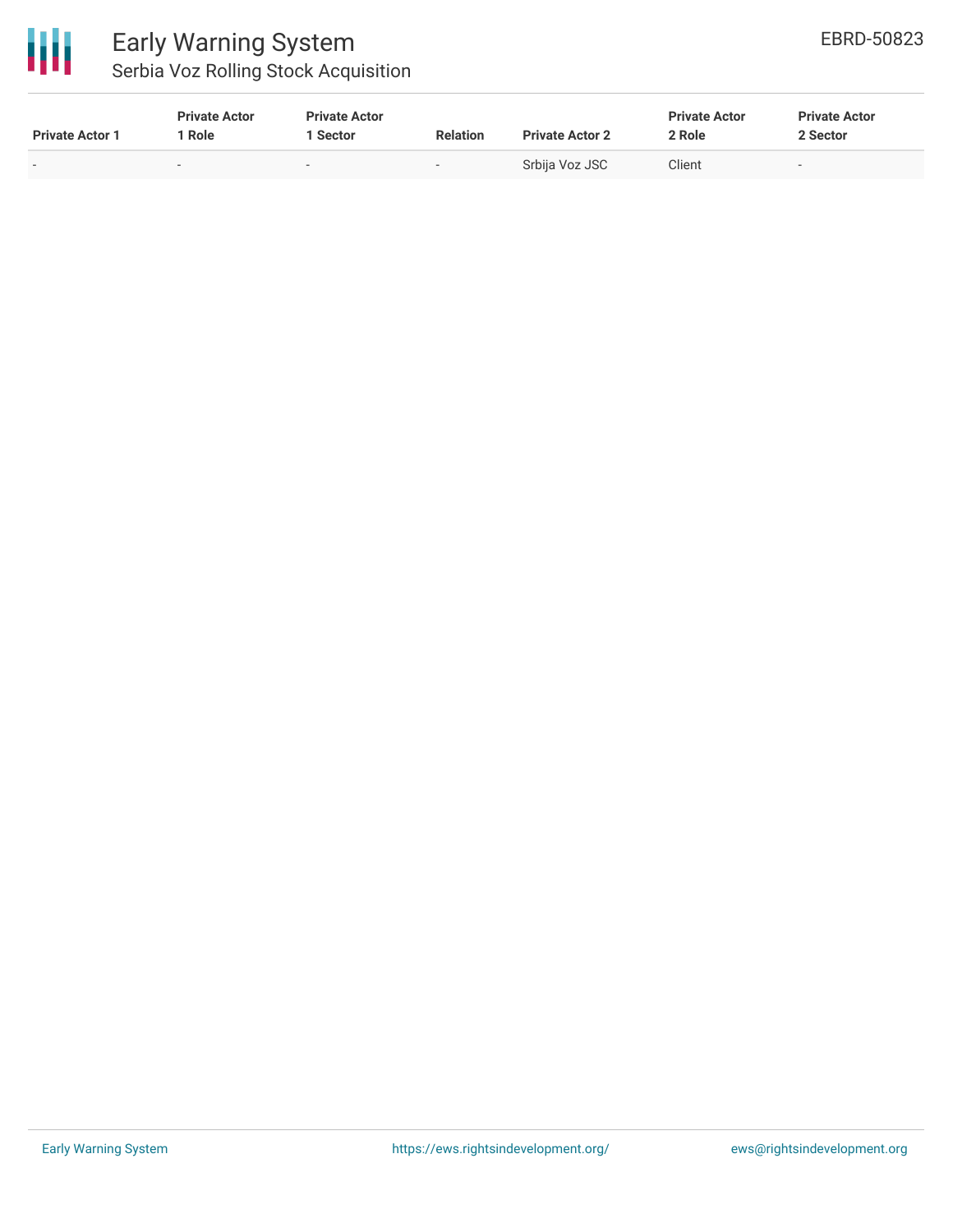| Private Actor 1 | Private Actor 1 Role | Private Actor 1 Sector | Relation | Private Actor 2 | Private Actor 2 Role | Private Actor 2 Sector |
|---|---|---|---|---|---|---|
| - | - | - | - | Srbija Voz JSC | Client | - |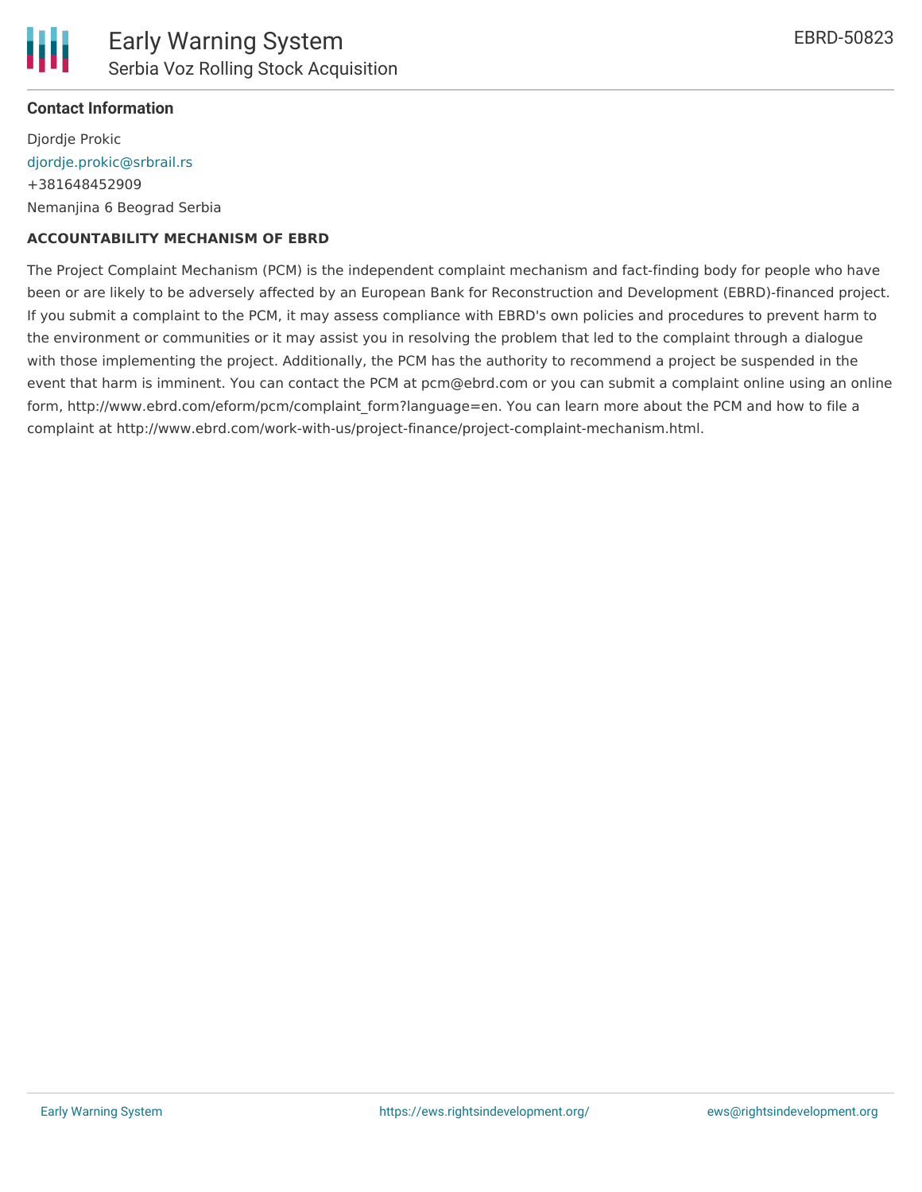**Contact Information**

Djordje Prokic
djordje.prokic@srbrail.rs
+381648452909
Nemanjina 6 Beograd Serbia

**ACCOUNTABILITY MECHANISM OF EBRD**

The Project Complaint Mechanism (PCM) is the independent complaint mechanism and fact-finding body for people who have been or are likely to be adversely affected by an European Bank for Reconstruction and Development (EBRD)-financed project. If you submit a complaint to the PCM, it may assess compliance with EBRD's own policies and procedures to prevent harm to the environment or communities or it may assist you in resolving the problem that led to the complaint through a dialogue with those implementing the project. Additionally, the PCM has the authority to recommend a project be suspended in the event that harm is imminent. You can contact the PCM at pcm@ebrd.com or you can submit a complaint online using an online form, http://www.ebrd.com/eform/pcm/complaint_form?language=en. You can learn more about the PCM and how to file a complaint at http://www.ebrd.com/work-with-us/project-finance/project-complaint-mechanism.html.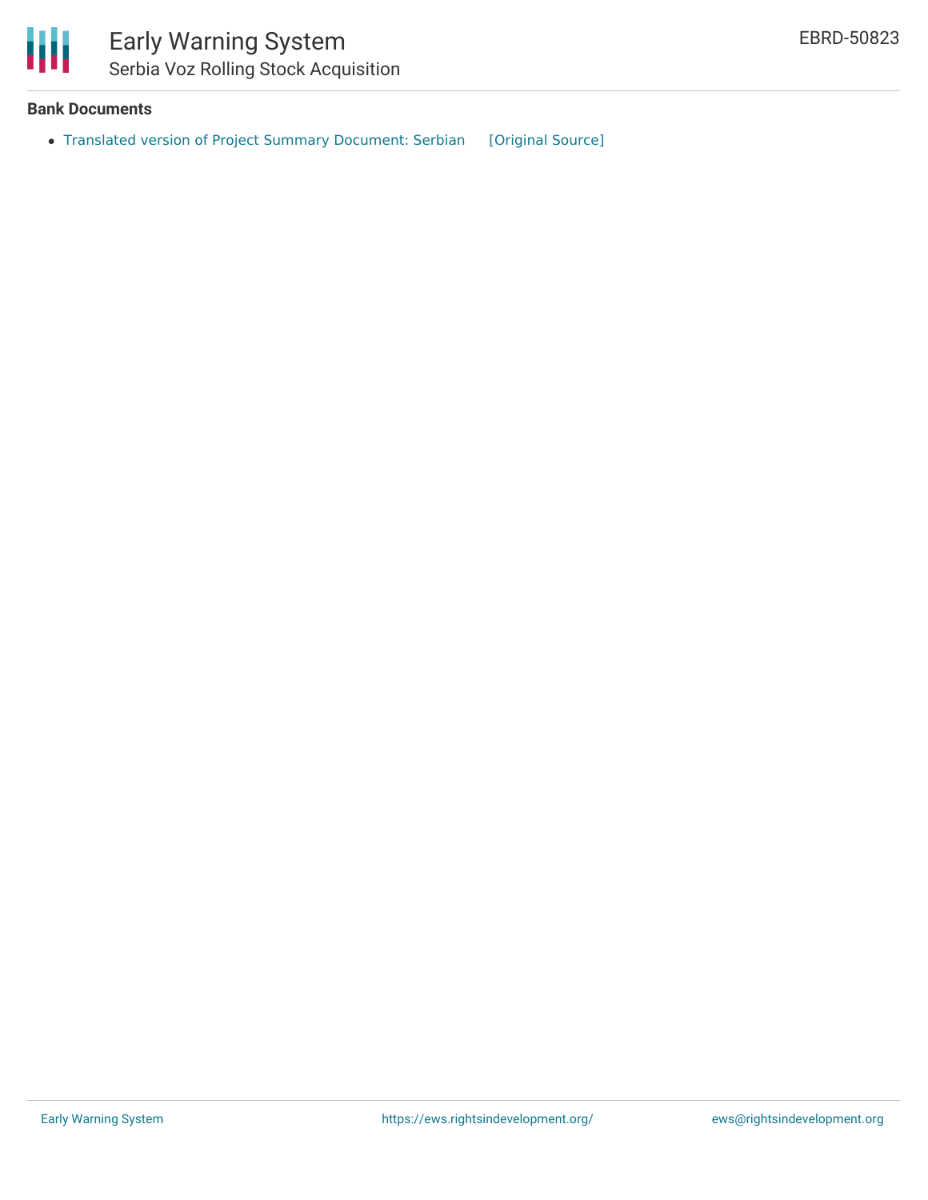**Bank Documents**

- Translated version of Project Summary Document: Serbian [Original Source]